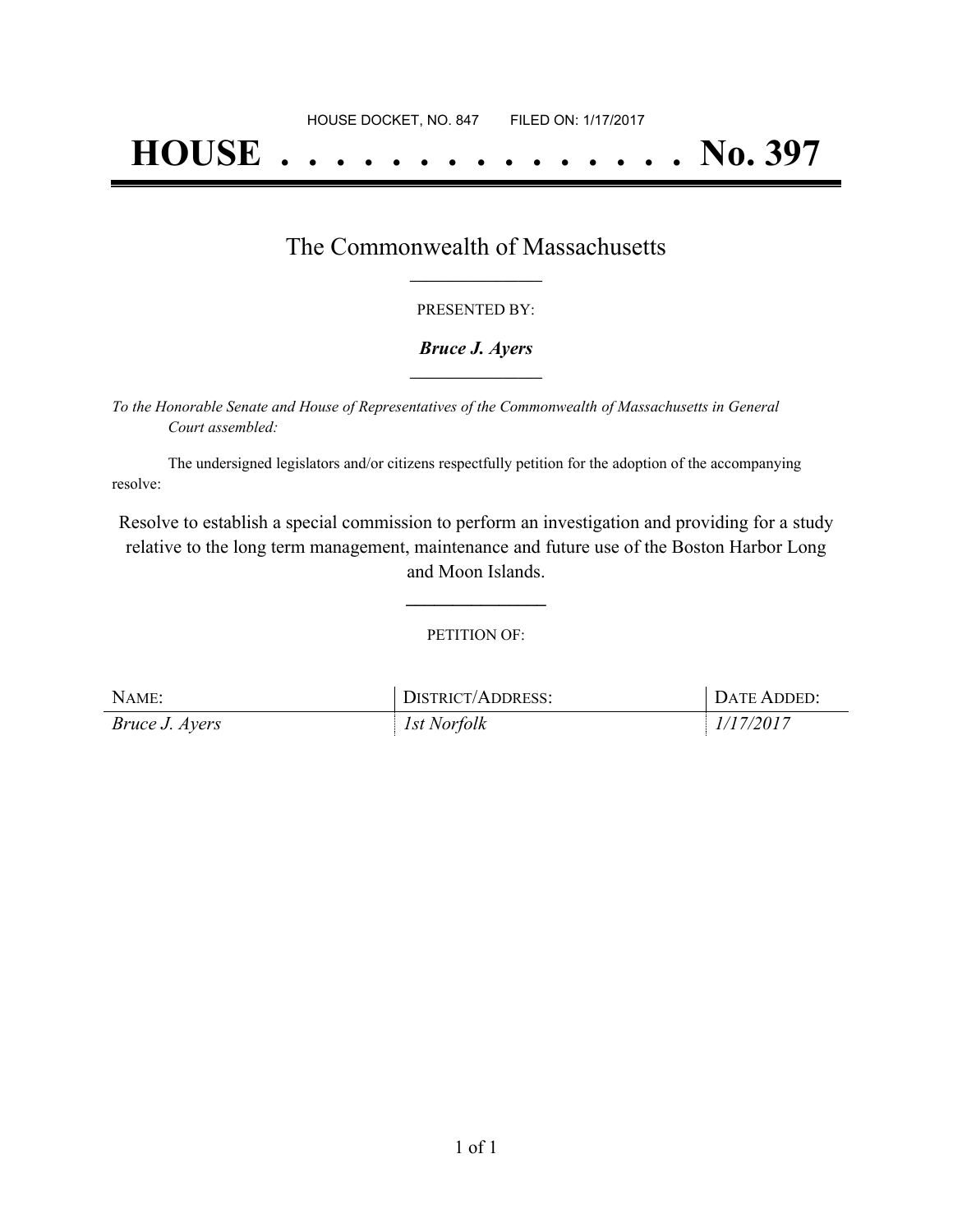HOUSE DOCKET, NO. 847        FILED ON: 1/17/2017

# HOUSE . . . . . . . . . . . . . . . No. 397

## The Commonwealth of Massachusetts

PRESENTED BY:

***Bruce J. Ayers***

*To the Honorable Senate and House of Representatives of the Commonwealth of Massachusetts in General Court assembled:*

The undersigned legislators and/or citizens respectfully petition for the adoption of the accompanying resolve:

Resolve to establish a special commission to perform an investigation and providing for a study relative to the long term management, maintenance and future use of the Boston Harbor Long and Moon Islands.

PETITION OF:

| NAME: | DISTRICT/ADDRESS: | DATE ADDED: |
| --- | --- | --- |
| *Bruce J. Ayers* | *1st Norfolk* | *1/17/2017* |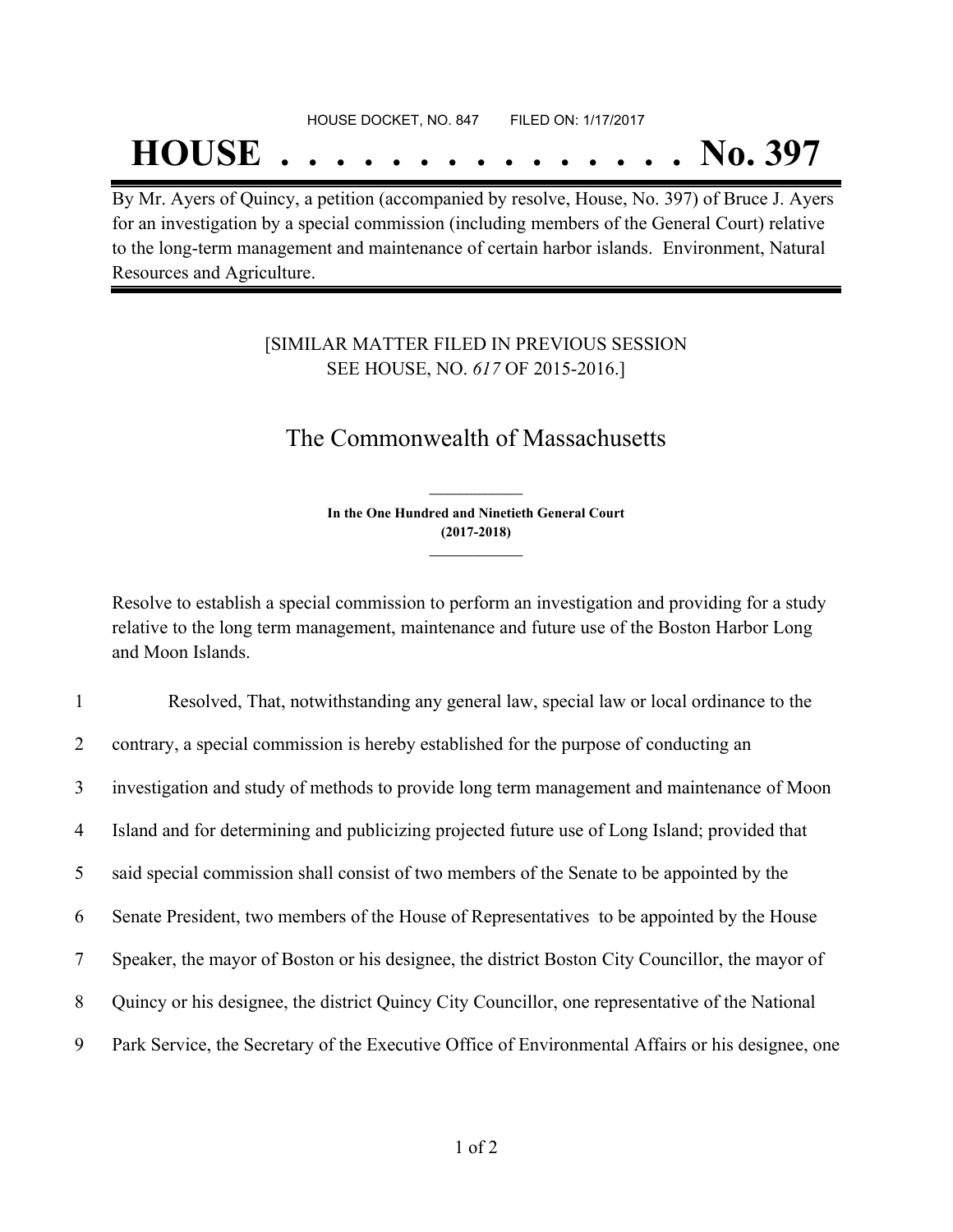HOUSE DOCKET, NO. 847 FILED ON: 1/17/2017

# HOUSE . . . . . . . . . . . . . . . No. 397

By Mr. Ayers of Quincy, a petition (accompanied by resolve, House, No. 397) of Bruce J. Ayers for an investigation by a special commission (including members of the General Court) relative to the long-term management and maintenance of certain harbor islands. Environment, Natural Resources and Agriculture.

[SIMILAR MATTER FILED IN PREVIOUS SESSION SEE HOUSE, NO. *617* OF 2015-2016.]

## The Commonwealth of Massachusetts

**In the One Hundred and Ninetieth General Court (2017-2018)**

Resolve to establish a special commission to perform an investigation and providing for a study relative to the long term management, maintenance and future use of the Boston Harbor Long and Moon Islands.

1 Resolved, That, notwithstanding any general law, special law or local ordinance to the
2 contrary, a special commission is hereby established for the purpose of conducting an
3 investigation and study of methods to provide long term management and maintenance of Moon
4 Island and for determining and publicizing projected future use of Long Island; provided that
5 said special commission shall consist of two members of the Senate to be appointed by the
6 Senate President, two members of the House of Representatives to be appointed by the House
7 Speaker, the mayor of Boston or his designee, the district Boston City Councillor, the mayor of
8 Quincy or his designee, the district Quincy City Councillor, one representative of the National
9 Park Service, the Secretary of the Executive Office of Environmental Affairs or his designee, one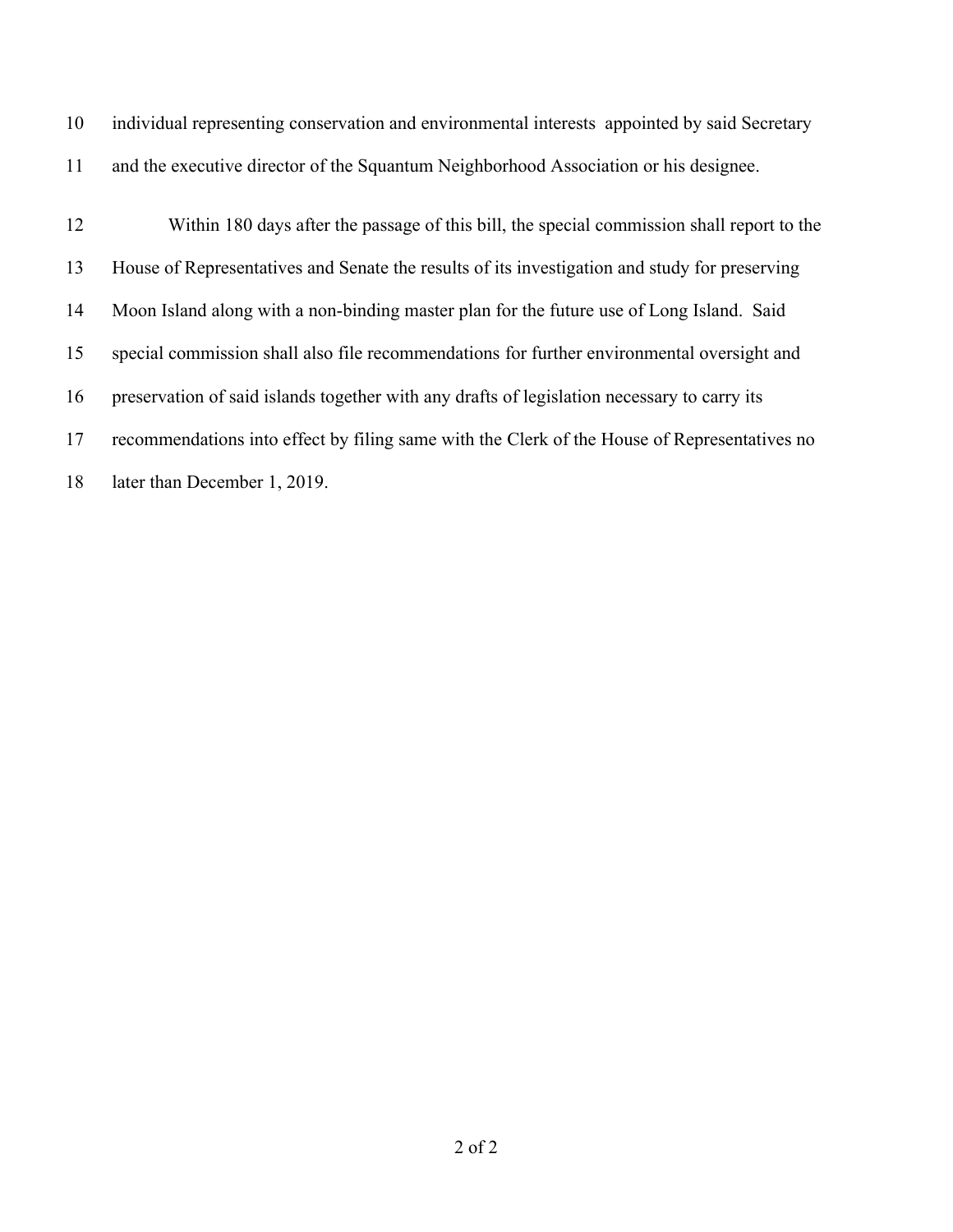individual representing conservation and environmental interests appointed by said Secretary and the executive director of the Squantum Neighborhood Association or his designee.

Within 180 days after the passage of this bill, the special commission shall report to the House of Representatives and Senate the results of its investigation and study for preserving Moon Island along with a non-binding master plan for the future use of Long Island. Said special commission shall also file recommendations for further environmental oversight and preservation of said islands together with any drafts of legislation necessary to carry its recommendations into effect by filing same with the Clerk of the House of Representatives no later than December 1, 2019.